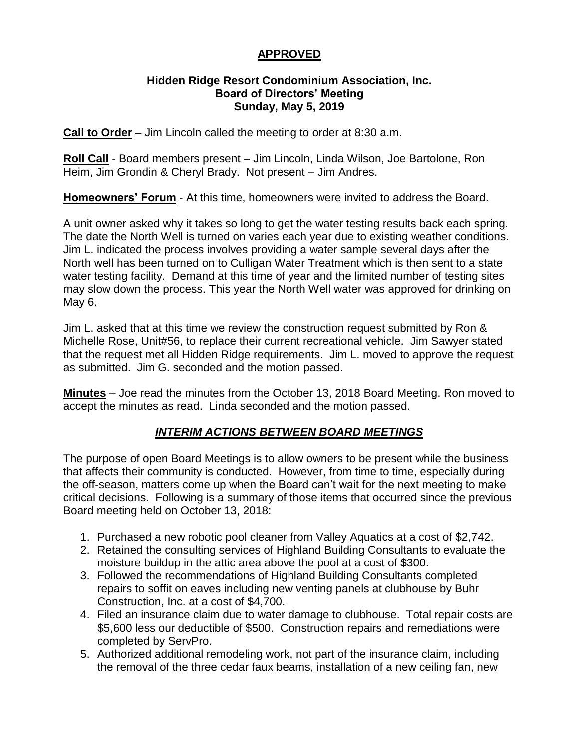**APPROVED**

**Hidden Ridge Resort Condominium Association, Inc.**
**Board of Directors' Meeting**
**Sunday, May 5, 2019**

**Call to Order** – Jim Lincoln called the meeting to order at 8:30 a.m.

**Roll Call** - Board members present – Jim Lincoln, Linda Wilson, Joe Bartolone, Ron Heim, Jim Grondin & Cheryl Brady. Not present – Jim Andres.

**Homeowners' Forum** - At this time, homeowners were invited to address the Board.

A unit owner asked why it takes so long to get the water testing results back each spring. The date the North Well is turned on varies each year due to existing weather conditions. Jim L. indicated the process involves providing a water sample several days after the North well has been turned on to Culligan Water Treatment which is then sent to a state water testing facility. Demand at this time of year and the limited number of testing sites may slow down the process. This year the North Well water was approved for drinking on May 6.

Jim L. asked that at this time we review the construction request submitted by Ron & Michelle Rose, Unit#56, to replace their current recreational vehicle. Jim Sawyer stated that the request met all Hidden Ridge requirements. Jim L. moved to approve the request as submitted. Jim G. seconded and the motion passed.

**Minutes** – Joe read the minutes from the October 13, 2018 Board Meeting. Ron moved to accept the minutes as read. Linda seconded and the motion passed.

***INTERIM ACTIONS BETWEEN BOARD MEETINGS***

The purpose of open Board Meetings is to allow owners to be present while the business that affects their community is conducted. However, from time to time, especially during the off-season, matters come up when the Board can't wait for the next meeting to make critical decisions. Following is a summary of those items that occurred since the previous Board meeting held on October 13, 2018:

1. Purchased a new robotic pool cleaner from Valley Aquatics at a cost of $2,742.
2. Retained the consulting services of Highland Building Consultants to evaluate the moisture buildup in the attic area above the pool at a cost of $300.
3. Followed the recommendations of Highland Building Consultants completed repairs to soffit on eaves including new venting panels at clubhouse by Buhr Construction, Inc. at a cost of $4,700.
4. Filed an insurance claim due to water damage to clubhouse. Total repair costs are $5,600 less our deductible of $500. Construction repairs and remediations were completed by ServPro.
5. Authorized additional remodeling work, not part of the insurance claim, including the removal of the three cedar faux beams, installation of a new ceiling fan, new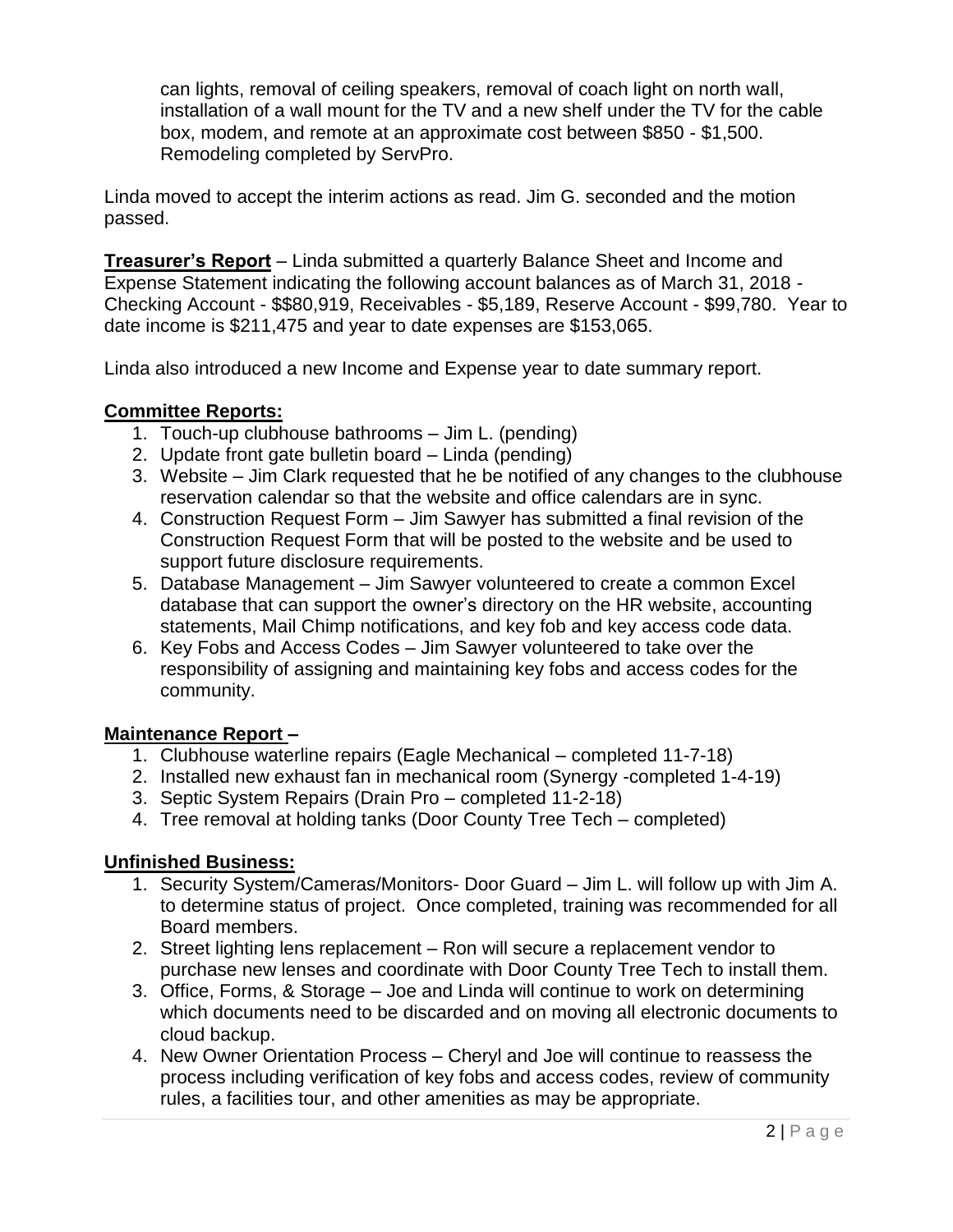can lights, removal of ceiling speakers, removal of coach light on north wall, installation of a wall mount for the TV and a new shelf under the TV for the cable box, modem, and remote at an approximate cost between $850 - $1,500. Remodeling completed by ServPro.

Linda moved to accept the interim actions as read. Jim G. seconded and the motion passed.

**Treasurer's Report** – Linda submitted a quarterly Balance Sheet and Income and Expense Statement indicating the following account balances as of March 31, 2018 - Checking Account - $$80,919, Receivables - $5,189, Reserve Account - $99,780. Year to date income is $211,475 and year to date expenses are $153,065.

Linda also introduced a new Income and Expense year to date summary report.

**Committee Reports:**

1. Touch-up clubhouse bathrooms – Jim L. (pending)
2. Update front gate bulletin board – Linda (pending)
3. Website – Jim Clark requested that he be notified of any changes to the clubhouse reservation calendar so that the website and office calendars are in sync.
4. Construction Request Form – Jim Sawyer has submitted a final revision of the Construction Request Form that will be posted to the website and be used to support future disclosure requirements.
5. Database Management – Jim Sawyer volunteered to create a common Excel database that can support the owner's directory on the HR website, accounting statements, Mail Chimp notifications, and key fob and key access code data.
6. Key Fobs and Access Codes – Jim Sawyer volunteered to take over the responsibility of assigning and maintaining key fobs and access codes for the community.

**Maintenance Report –**

1. Clubhouse waterline repairs (Eagle Mechanical – completed 11-7-18)
2. Installed new exhaust fan in mechanical room (Synergy -completed 1-4-19)
3. Septic System Repairs (Drain Pro – completed 11-2-18)
4. Tree removal at holding tanks (Door County Tree Tech – completed)

**Unfinished Business:**

1. Security System/Cameras/Monitors- Door Guard – Jim L. will follow up with Jim A. to determine status of project. Once completed, training was recommended for all Board members.
2. Street lighting lens replacement – Ron will secure a replacement vendor to purchase new lenses and coordinate with Door County Tree Tech to install them.
3. Office, Forms, & Storage – Joe and Linda will continue to work on determining which documents need to be discarded and on moving all electronic documents to cloud backup.
4. New Owner Orientation Process – Cheryl and Joe will continue to reassess the process including verification of key fobs and access codes, review of community rules, a facilities tour, and other amenities as may be appropriate.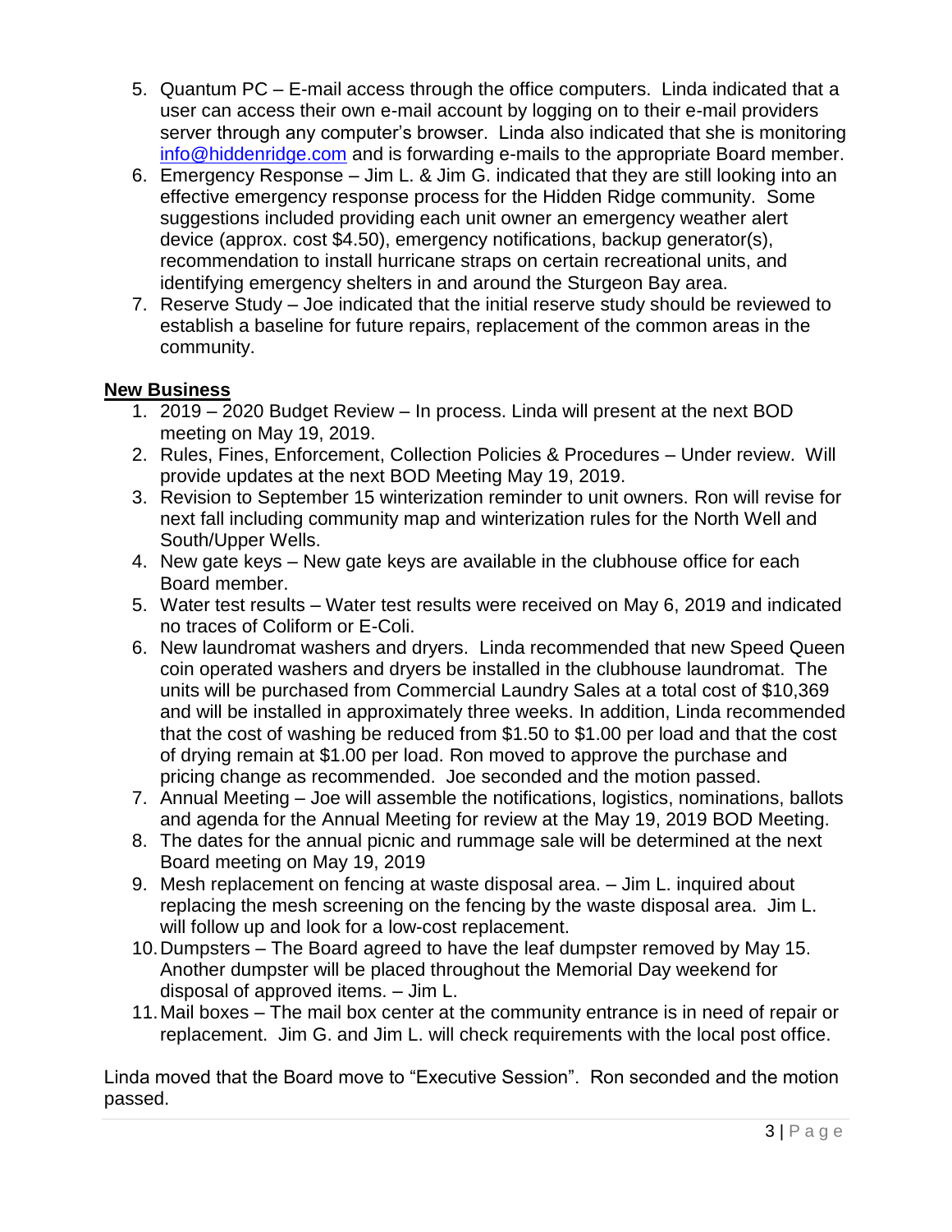5. Quantum PC – E-mail access through the office computers. Linda indicated that a user can access their own e-mail account by logging on to their e-mail providers server through any computer's browser. Linda also indicated that she is monitoring info@hiddenridge.com and is forwarding e-mails to the appropriate Board member.
6. Emergency Response – Jim L. & Jim G. indicated that they are still looking into an effective emergency response process for the Hidden Ridge community. Some suggestions included providing each unit owner an emergency weather alert device (approx. cost $4.50), emergency notifications, backup generator(s), recommendation to install hurricane straps on certain recreational units, and identifying emergency shelters in and around the Sturgeon Bay area.
7. Reserve Study – Joe indicated that the initial reserve study should be reviewed to establish a baseline for future repairs, replacement of the common areas in the community.

**New Business**

1. 2019 – 2020 Budget Review – In process. Linda will present at the next BOD meeting on May 19, 2019.
2. Rules, Fines, Enforcement, Collection Policies & Procedures – Under review. Will provide updates at the next BOD Meeting May 19, 2019.
3. Revision to September 15 winterization reminder to unit owners. Ron will revise for next fall including community map and winterization rules for the North Well and South/Upper Wells.
4. New gate keys – New gate keys are available in the clubhouse office for each Board member.
5. Water test results – Water test results were received on May 6, 2019 and indicated no traces of Coliform or E-Coli.
6. New laundromat washers and dryers. Linda recommended that new Speed Queen coin operated washers and dryers be installed in the clubhouse laundromat. The units will be purchased from Commercial Laundry Sales at a total cost of $10,369 and will be installed in approximately three weeks. In addition, Linda recommended that the cost of washing be reduced from $1.50 to $1.00 per load and that the cost of drying remain at $1.00 per load. Ron moved to approve the purchase and pricing change as recommended. Joe seconded and the motion passed.
7. Annual Meeting – Joe will assemble the notifications, logistics, nominations, ballots and agenda for the Annual Meeting for review at the May 19, 2019 BOD Meeting.
8. The dates for the annual picnic and rummage sale will be determined at the next Board meeting on May 19, 2019
9. Mesh replacement on fencing at waste disposal area. – Jim L. inquired about replacing the mesh screening on the fencing by the waste disposal area. Jim L. will follow up and look for a low-cost replacement.
10. Dumpsters – The Board agreed to have the leaf dumpster removed by May 15. Another dumpster will be placed throughout the Memorial Day weekend for disposal of approved items. – Jim L.
11. Mail boxes – The mail box center at the community entrance is in need of repair or replacement. Jim G. and Jim L. will check requirements with the local post office.

Linda moved that the Board move to "Executive Session". Ron seconded and the motion passed.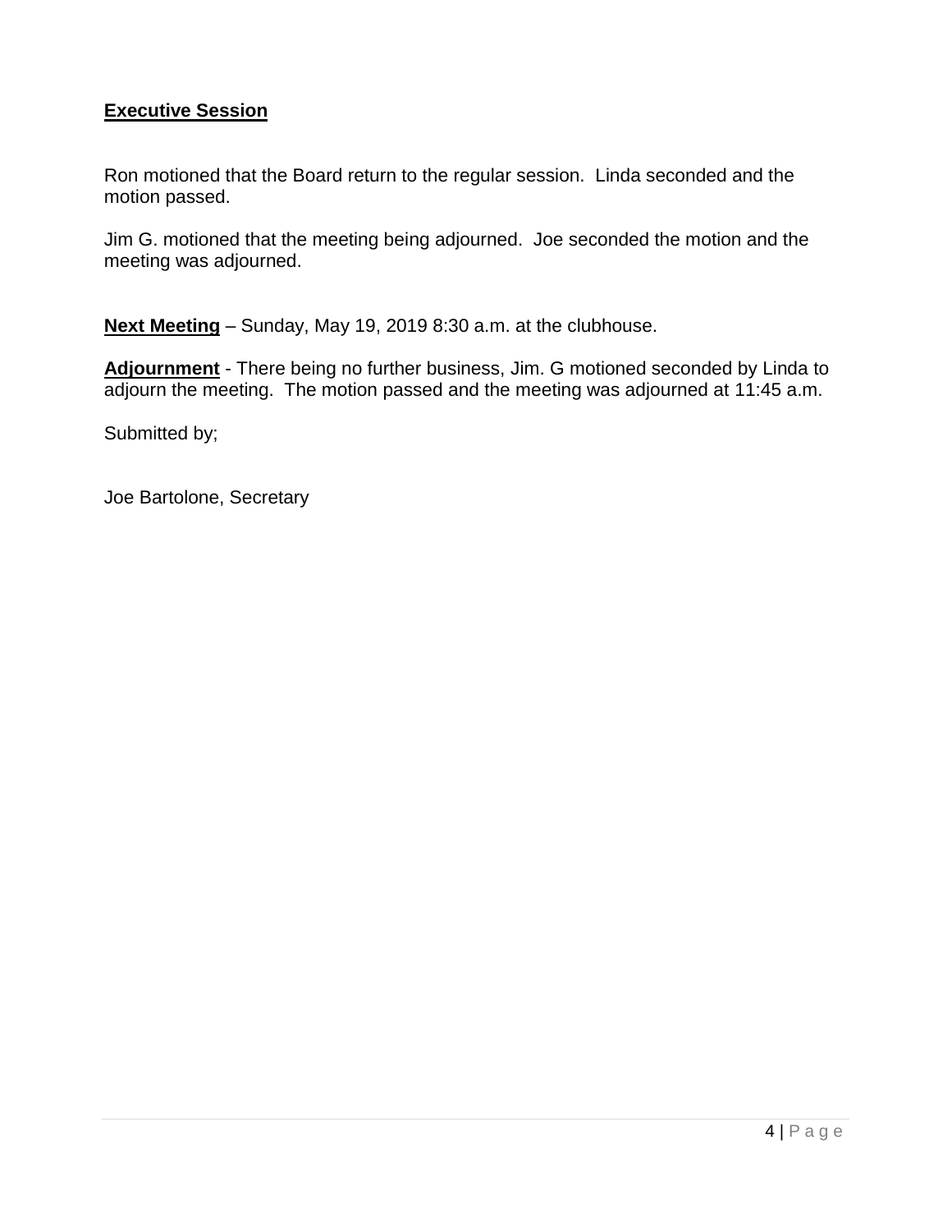**Executive Session**

Ron motioned that the Board return to the regular session. Linda seconded and the motion passed.

Jim G. motioned that the meeting being adjourned. Joe seconded the motion and the meeting was adjourned.

**Next Meeting** – Sunday, May 19, 2019 8:30 a.m. at the clubhouse.

**Adjournment** - There being no further business, Jim. G motioned seconded by Linda to adjourn the meeting. The motion passed and the meeting was adjourned at 11:45 a.m.

Submitted by;

Joe Bartolone, Secretary